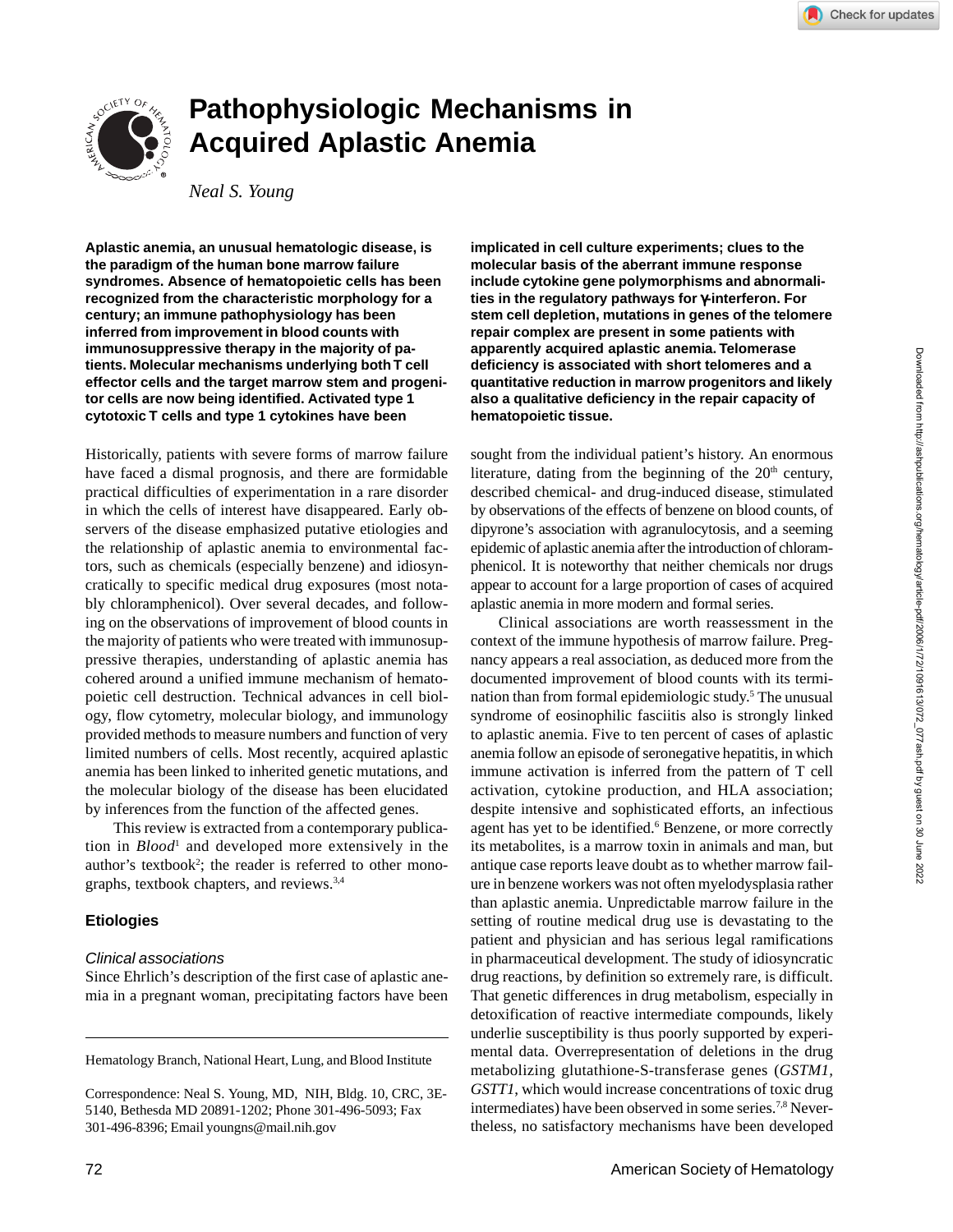# Pathophysiologic Mechanisms in Acquired Aplastic Anemia

*Neal S. Young*

**Aplastic anemia, an unusual hematologic disease, is the paradigm of the human bone marrow failure syndromes. Absence of hematopoietic cells has been recognized from the characteristic morphology for a century; an immune pathophysiology has been inferred from improvement in blood counts with immunosuppressive therapy in the majority of patients. Molecular mechanisms underlying both T cell effector cells and the target marrow stem and progenitor cells are now being identified. Activated type 1 cytotoxic T cells and type 1 cytokines have been implicated in cell culture experiments; clues to the molecular basis of the aberrant immune response include cytokine gene polymorphisms and abnormalities in the regulatory pathways for γ-interferon. For stem cell depletion, mutations in genes of the telomere repair complex are present in some patients with apparently acquired aplastic anemia. Telomerase deficiency is associated with short telomeres and a quantitative reduction in marrow progenitors and likely also a qualitative deficiency in the repair capacity of hematopoietic tissue.**

Historically, patients with severe forms of marrow failure have faced a dismal prognosis, and there are formidable practical difficulties of experimentation in a rare disorder in which the cells of interest have disappeared. Early observers of the disease emphasized putative etiologies and the relationship of aplastic anemia to environmental factors, such as chemicals (especially benzene) and idiosyncratically to specific medical drug exposures (most notably chloramphenicol). Over several decades, and following on the observations of improvement of blood counts in the majority of patients who were treated with immunosuppressive therapies, understanding of aplastic anemia has cohered around a unified immune mechanism of hematopoietic cell destruction. Technical advances in cell biology, flow cytometry, molecular biology, and immunology provided methods to measure numbers and function of very limited numbers of cells. Most recently, acquired aplastic anemia has been linked to inherited genetic mutations, and the molecular biology of the disease has been elucidated by inferences from the function of the affected genes.

This review is extracted from a contemporary publication in *Blood*[1] and developed more extensively in the author's textbook[2]; the reader is referred to other monographs, textbook chapters, and reviews.[3,4]

## Etiologies

### *Clinical associations*

Since Ehrlich's description of the first case of aplastic anemia in a pregnant woman, precipitating factors have been sought from the individual patient's history. An enormous literature, dating from the beginning of the 20th century, described chemical- and drug-induced disease, stimulated by observations of the effects of benzene on blood counts, of dipyrone's association with agranulocytosis, and a seeming epidemic of aplastic anemia after the introduction of chloramphenicol. It is noteworthy that neither chemicals nor drugs appear to account for a large proportion of cases of acquired aplastic anemia in more modern and formal series.

Clinical associations are worth reassessment in the context of the immune hypothesis of marrow failure. Pregnancy appears a real association, as deduced more from the documented improvement of blood counts with its termination than from formal epidemiologic study.[5] The unusual syndrome of eosinophilic fasciitis also is strongly linked to aplastic anemia. Five to ten percent of cases of aplastic anemia follow an episode of seronegative hepatitis, in which immune activation is inferred from the pattern of T cell activation, cytokine production, and HLA association; despite intensive and sophisticated efforts, an infectious agent has yet to be identified.[6] Benzene, or more correctly its metabolites, is a marrow toxin in animals and man, but antique case reports leave doubt as to whether marrow failure in benzene workers was not often myelodysplasia rather than aplastic anemia. Unpredictable marrow failure in the setting of routine medical drug use is devastating to the patient and physician and has serious legal ramifications in pharmaceutical development. The study of idiosyncratic drug reactions, by definition so extremely rare, is difficult. That genetic differences in drug metabolism, especially in detoxification of reactive intermediate compounds, likely underlie susceptibility is thus poorly supported by experimental data. Overrepresentation of deletions in the drug metabolizing glutathione-S-transferase genes (*GSTM1*, *GSTT1*, which would increase concentrations of toxic drug intermediates) have been observed in some series.[7,8] Nevertheless, no satisfactory mechanisms have been developed

---

Hematology Branch, National Heart, Lung, and Blood Institute

Correspondence: Neal S. Young, MD, NIH, Bldg. 10, CRC, 3E-5140, Bethesda MD 20891-1202; Phone 301-496-5093; Fax 301-496-8396; Email youngns@mail.nih.gov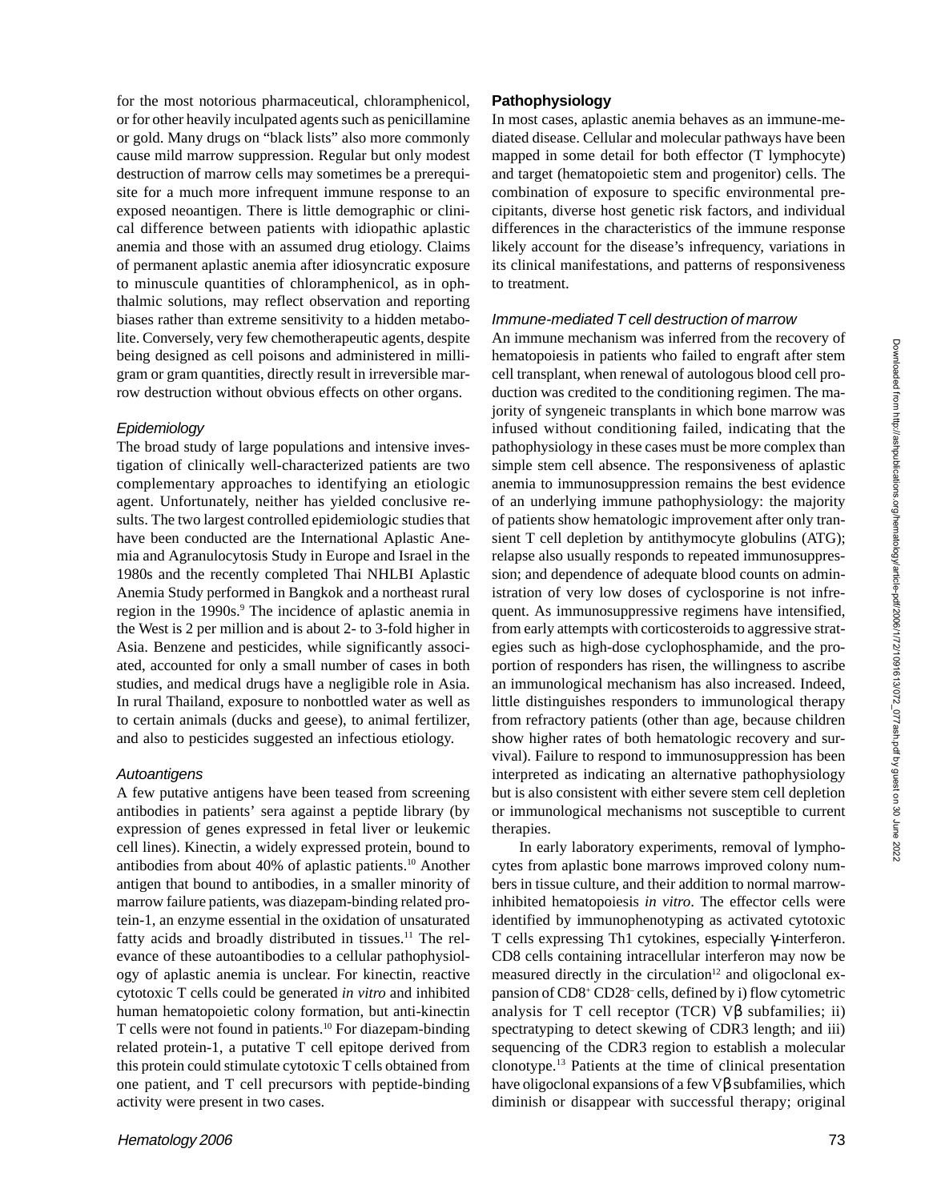for the most notorious pharmaceutical, chloramphenicol, or for other heavily inculpated agents such as penicillamine or gold. Many drugs on "black lists" also more commonly cause mild marrow suppression. Regular but only modest destruction of marrow cells may sometimes be a prerequisite for a much more infrequent immune response to an exposed neoantigen. There is little demographic or clinical difference between patients with idiopathic aplastic anemia and those with an assumed drug etiology. Claims of permanent aplastic anemia after idiosyncratic exposure to minuscule quantities of chloramphenicol, as in ophthalmic solutions, may reflect observation and reporting biases rather than extreme sensitivity to a hidden metabolite. Conversely, very few chemotherapeutic agents, despite being designed as cell poisons and administered in milligram or gram quantities, directly result in irreversible marrow destruction without obvious effects on other organs.

### *Epidemiology*

The broad study of large populations and intensive investigation of clinically well-characterized patients are two complementary approaches to identifying an etiologic agent. Unfortunately, neither has yielded conclusive results. The two largest controlled epidemiologic studies that have been conducted are the International Aplastic Anemia and Agranulocytosis Study in Europe and Israel in the 1980s and the recently completed Thai NHLBI Aplastic Anemia Study performed in Bangkok and a northeast rural region in the 1990s.[9] The incidence of aplastic anemia in the West is 2 per million and is about 2- to 3-fold higher in Asia. Benzene and pesticides, while significantly associated, accounted for only a small number of cases in both studies, and medical drugs have a negligible role in Asia. In rural Thailand, exposure to nonbottled water as well as to certain animals (ducks and geese), to animal fertilizer, and also to pesticides suggested an infectious etiology.

### *Autoantigens*

A few putative antigens have been teased from screening antibodies in patients' sera against a peptide library (by expression of genes expressed in fetal liver or leukemic cell lines). Kinectin, a widely expressed protein, bound to antibodies from about 40% of aplastic patients.[10] Another antigen that bound to antibodies, in a smaller minority of marrow failure patients, was diazepam-binding related protein-1, an enzyme essential in the oxidation of unsaturated fatty acids and broadly distributed in tissues.[11] The relevance of these autoantibodies to a cellular pathophysiology of aplastic anemia is unclear. For kinectin, reactive cytotoxic T cells could be generated *in vitro* and inhibited human hematopoietic colony formation, but anti-kinectin T cells were not found in patients.[10] For diazepam-binding related protein-1, a putative T cell epitope derived from this protein could stimulate cytotoxic T cells obtained from one patient, and T cell precursors with peptide-binding activity were present in two cases.

## Pathophysiology

In most cases, aplastic anemia behaves as an immune-mediated disease. Cellular and molecular pathways have been mapped in some detail for both effector (T lymphocyte) and target (hematopoietic stem and progenitor) cells. The combination of exposure to specific environmental precipitants, diverse host genetic risk factors, and individual differences in the characteristics of the immune response likely account for the disease's infrequency, variations in its clinical manifestations, and patterns of responsiveness to treatment.

### *Immune-mediated T cell destruction of marrow*

An immune mechanism was inferred from the recovery of hematopoiesis in patients who failed to engraft after stem cell transplant, when renewal of autologous blood cell production was credited to the conditioning regimen. The majority of syngeneic transplants in which bone marrow was infused without conditioning failed, indicating that the pathophysiology in these cases must be more complex than simple stem cell absence. The responsiveness of aplastic anemia to immunosuppression remains the best evidence of an underlying immune pathophysiology: the majority of patients show hematologic improvement after only transient T cell depletion by antithymocyte globulins (ATG); relapse also usually responds to repeated immunosuppression; and dependence of adequate blood counts on administration of very low doses of cyclosporine is not infrequent. As immunosuppressive regimens have intensified, from early attempts with corticosteroids to aggressive strategies such as high-dose cyclophosphamide, and the proportion of responders has risen, the willingness to ascribe an immunological mechanism has also increased. Indeed, little distinguishes responders to immunological therapy from refractory patients (other than age, because children show higher rates of both hematologic recovery and survival). Failure to respond to immunosuppression has been interpreted as indicating an alternative pathophysiology but is also consistent with either severe stem cell depletion or immunological mechanisms not susceptible to current therapies.

In early laboratory experiments, removal of lymphocytes from aplastic bone marrows improved colony numbers in tissue culture, and their addition to normal marrow-inhibited hematopoiesis *in vitro*. The effector cells were identified by immunophenotyping as activated cytotoxic T cells expressing Th1 cytokines, especially γ-interferon. CD8 cells containing intracellular interferon may now be measured directly in the circulation[12] and oligoclonal expansion of $CD8^+ CD28^-$ cells, defined by i) flow cytometric analysis for T cell receptor (TCR) Vβ subfamilies; ii) spectratyping to detect skewing of CDR3 length; and iii) sequencing of the CDR3 region to establish a molecular clonotype.[13] Patients at the time of clinical presentation have oligoclonal expansions of a few Vβ subfamilies, which diminish or disappear with successful therapy; original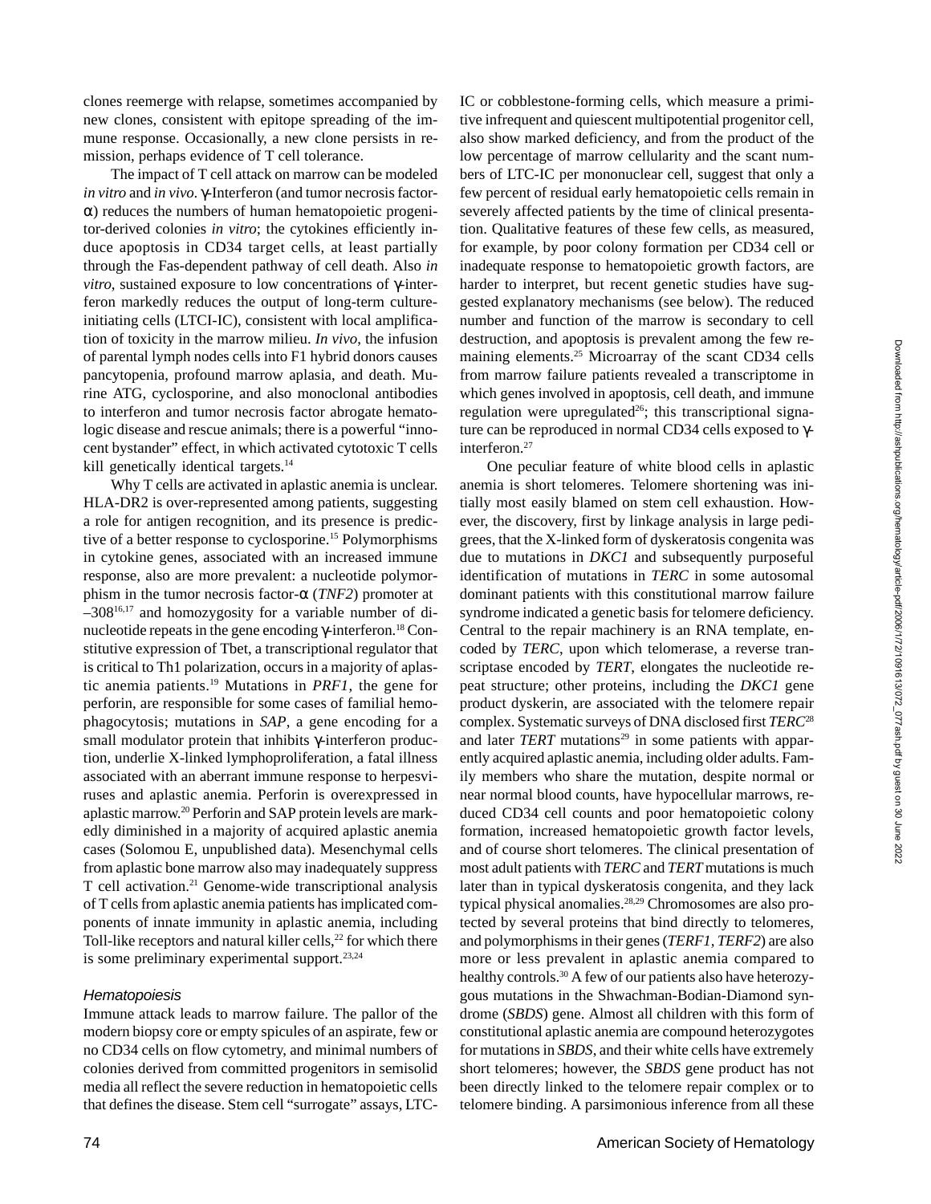clones reemerge with relapse, sometimes accompanied by new clones, consistent with epitope spreading of the immune response. Occasionally, a new clone persists in remission, perhaps evidence of T cell tolerance.

The impact of T cell attack on marrow can be modeled *in vitro* and *in vivo*. γ-Interferon (and tumor necrosis factor-α) reduces the numbers of human hematopoietic progenitor-derived colonies *in vitro*; the cytokines efficiently induce apoptosis in CD34 target cells, at least partially through the Fas-dependent pathway of cell death. Also *in vitro*, sustained exposure to low concentrations of γ-interferon markedly reduces the output of long-term culture-initiating cells (LTCI-IC), consistent with local amplification of toxicity in the marrow milieu. *In vivo*, the infusion of parental lymph nodes cells into F1 hybrid donors causes pancytopenia, profound marrow aplasia, and death. Murine ATG, cyclosporine, and also monoclonal antibodies to interferon and tumor necrosis factor abrogate hematologic disease and rescue animals; there is a powerful "innocent bystander" effect, in which activated cytotoxic T cells kill genetically identical targets.[14]

Why T cells are activated in aplastic anemia is unclear. HLA-DR2 is over-represented among patients, suggesting a role for antigen recognition, and its presence is predictive of a better response to cyclosporine.[15] Polymorphisms in cytokine genes, associated with an increased immune response, also are more prevalent: a nucleotide polymorphism in the tumor necrosis factor-α (*TNF2*) promoter at –308[16,17] and homozygosity for a variable number of dinucleotide repeats in the gene encoding γ-interferon.[18] Constitutive expression of Tbet, a transcriptional regulator that is critical to Th1 polarization, occurs in a majority of aplastic anemia patients.[19] Mutations in *PRF1*, the gene for perforin, are responsible for some cases of familial hemophagocytosis; mutations in *SAP*, a gene encoding for a small modulator protein that inhibits γ-interferon production, underlie X-linked lymphoproliferation, a fatal illness associated with an aberrant immune response to herpesviruses and aplastic anemia. Perforin is overexpressed in aplastic marrow.[20] Perforin and SAP protein levels are markedly diminished in a majority of acquired aplastic anemia cases (Solomou E, unpublished data). Mesenchymal cells from aplastic bone marrow also may inadequately suppress T cell activation.[21] Genome-wide transcriptional analysis of T cells from aplastic anemia patients has implicated components of innate immunity in aplastic anemia, including Toll-like receptors and natural killer cells,[22] for which there is some preliminary experimental support.[23,24]

### *Hematopoiesis*

Immune attack leads to marrow failure. The pallor of the modern biopsy core or empty spicules of an aspirate, few or no CD34 cells on flow cytometry, and minimal numbers of colonies derived from committed progenitors in semisolid media all reflect the severe reduction in hematopoietic cells that defines the disease. Stem cell "surrogate" assays, LTC-IC or cobblestone-forming cells, which measure a primitive infrequent and quiescent multipotential progenitor cell, also show marked deficiency, and from the product of the low percentage of marrow cellularity and the scant numbers of LTC-IC per mononuclear cell, suggest that only a few percent of residual early hematopoietic cells remain in severely affected patients by the time of clinical presentation. Qualitative features of these few cells, as measured, for example, by poor colony formation per CD34 cell or inadequate response to hematopoietic growth factors, are harder to interpret, but recent genetic studies have suggested explanatory mechanisms (see below). The reduced number and function of the marrow is secondary to cell destruction, and apoptosis is prevalent among the few remaining elements.[25] Microarray of the scant CD34 cells from marrow failure patients revealed a transcriptome in which genes involved in apoptosis, cell death, and immune regulation were upregulated[26]; this transcriptional signature can be reproduced in normal CD34 cells exposed to γ-interferon.[27]

One peculiar feature of white blood cells in aplastic anemia is short telomeres. Telomere shortening was initially most easily blamed on stem cell exhaustion. However, the discovery, first by linkage analysis in large pedigrees, that the X-linked form of dyskeratosis congenita was due to mutations in *DKC1* and subsequently purposeful identification of mutations in *TERC* in some autosomal dominant patients with this constitutional marrow failure syndrome indicated a genetic basis for telomere deficiency. Central to the repair machinery is an RNA template, encoded by *TERC*, upon which telomerase, a reverse transcriptase encoded by *TERT*, elongates the nucleotide repeat structure; other proteins, including the *DKC1* gene product dyskerin, are associated with the telomere repair complex. Systematic surveys of DNA disclosed first *TERC*[28] and later *TERT* mutations[29] in some patients with apparently acquired aplastic anemia, including older adults. Family members who share the mutation, despite normal or near normal blood counts, have hypocellular marrows, reduced CD34 cell counts and poor hematopoietic colony formation, increased hematopoietic growth factor levels, and of course short telomeres. The clinical presentation of most adult patients with *TERC* and *TERT* mutations is much later than in typical dyskeratosis congenita, and they lack typical physical anomalies.[28,29] Chromosomes are also protected by several proteins that bind directly to telomeres, and polymorphisms in their genes (*TERF1*, *TERF2*) are also more or less prevalent in aplastic anemia compared to healthy controls.[30] A few of our patients also have heterozygous mutations in the Shwachman-Bodian-Diamond syndrome (*SBDS*) gene. Almost all children with this form of constitutional aplastic anemia are compound heterozygotes for mutations in *SBDS*, and their white cells have extremely short telomeres; however, the *SBDS* gene product has not been directly linked to the telomere repair complex or to telomere binding. A parsimonious inference from all these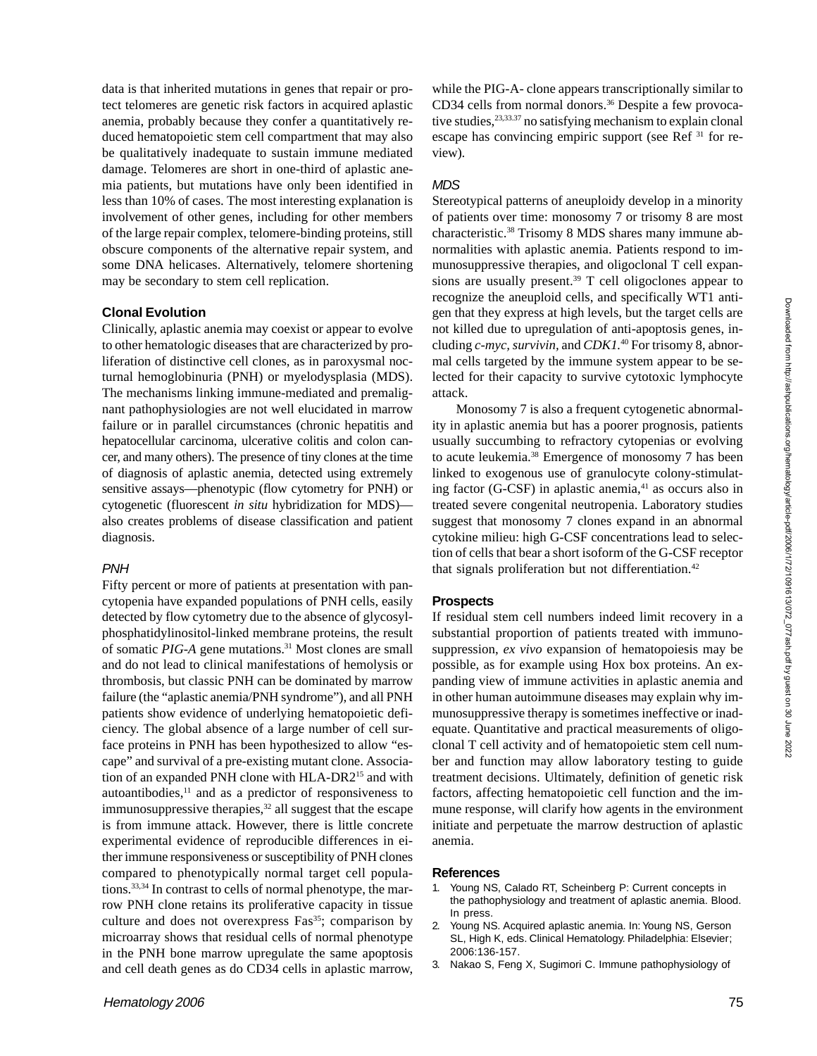data is that inherited mutations in genes that repair or protect telomeres are genetic risk factors in acquired aplastic anemia, probably because they confer a quantitatively reduced hematopoietic stem cell compartment that may also be qualitatively inadequate to sustain immune mediated damage. Telomeres are short in one-third of aplastic anemia patients, but mutations have only been identified in less than 10% of cases. The most interesting explanation is involvement of other genes, including for other members of the large repair complex, telomere-binding proteins, still obscure components of the alternative repair system, and some DNA helicases. Alternatively, telomere shortening may be secondary to stem cell replication.

## Clonal Evolution

Clinically, aplastic anemia may coexist or appear to evolve to other hematologic diseases that are characterized by proliferation of distinctive cell clones, as in paroxysmal nocturnal hemoglobinuria (PNH) or myelodysplasia (MDS). The mechanisms linking immune-mediated and premalignant pathophysiologies are not well elucidated in marrow failure or in parallel circumstances (chronic hepatitis and hepatocellular carcinoma, ulcerative colitis and colon cancer, and many others). The presence of tiny clones at the time of diagnosis of aplastic anemia, detected using extremely sensitive assays—phenotypic (flow cytometry for PNH) or cytogenetic (fluorescent *in situ* hybridization for MDS)—also creates problems of disease classification and patient diagnosis.

### *PNH*

Fifty percent or more of patients at presentation with pancytopenia have expanded populations of PNH cells, easily detected by flow cytometry due to the absence of glycosylphosphatidylinositol-linked membrane proteins, the result of somatic *PIG-A* gene mutations.[31] Most clones are small and do not lead to clinical manifestations of hemolysis or thrombosis, but classic PNH can be dominated by marrow failure (the "aplastic anemia/PNH syndrome"), and all PNH patients show evidence of underlying hematopoietic deficiency. The global absence of a large number of cell surface proteins in PNH has been hypothesized to allow "escape" and survival of a pre-existing mutant clone. Association of an expanded PNH clone with HLA-DR2[15] and with autoantibodies,[11] and as a predictor of responsiveness to immunosuppressive therapies,[32] all suggest that the escape is from immune attack. However, there is little concrete experimental evidence of reproducible differences in either immune responsiveness or susceptibility of PNH clones compared to phenotypically normal target cell populations.[33,34] In contrast to cells of normal phenotype, the marrow PNH clone retains its proliferative capacity in tissue culture and does not overexpress Fas[35]; comparison by microarray shows that residual cells of normal phenotype in the PNH bone marrow upregulate the same apoptosis and cell death genes as do CD34 cells in aplastic marrow, while the PIG-A- clone appears transcriptionally similar to CD34 cells from normal donors.[36] Despite a few provocative studies,[23,33,37] no satisfying mechanism to explain clonal escape has convincing empiric support (see Ref [31] for review).

### *MDS*

Stereotypical patterns of aneuploidy develop in a minority of patients over time: monosomy 7 or trisomy 8 are most characteristic.[38] Trisomy 8 MDS shares many immune abnormalities with aplastic anemia. Patients respond to immunosuppressive therapies, and oligoclonal T cell expansions are usually present.[39] T cell oligoclones appear to recognize the aneuploid cells, and specifically WT1 antigen that they express at high levels, but the target cells are not killed due to upregulation of anti-apoptosis genes, including *c-myc, survivin,* and *CDK1.*[40] For trisomy 8, abnormal cells targeted by the immune system appear to be selected for their capacity to survive cytotoxic lymphocyte attack.

Monosomy 7 is also a frequent cytogenetic abnormality in aplastic anemia but has a poorer prognosis, patients usually succumbing to refractory cytopenias or evolving to acute leukemia.[38] Emergence of monosomy 7 has been linked to exogenous use of granulocyte colony-stimulating factor (G-CSF) in aplastic anemia,[41] as occurs also in treated severe congenital neutropenia. Laboratory studies suggest that monosomy 7 clones expand in an abnormal cytokine milieu: high G-CSF concentrations lead to selection of cells that bear a short isoform of the G-CSF receptor that signals proliferation but not differentiation.[42]

## Prospects

If residual stem cell numbers indeed limit recovery in a substantial proportion of patients treated with immunosuppression, *ex vivo* expansion of hematopoiesis may be possible, as for example using Hox box proteins. An expanding view of immune activities in aplastic anemia and in other human autoimmune diseases may explain why immunosuppressive therapy is sometimes ineffective or inadequate. Quantitative and practical measurements of oligoclonal T cell activity and of hematopoietic stem cell number and function may allow laboratory testing to guide treatment decisions. Ultimately, definition of genetic risk factors, affecting hematopoietic cell function and the immune response, will clarify how agents in the environment initiate and perpetuate the marrow destruction of aplastic anemia.

## References

1. Young NS, Calado RT, Scheinberg P: Current concepts in the pathophysiology and treatment of aplastic anemia. Blood. In press.
2. Young NS. Acquired aplastic anemia. In: Young NS, Gerson SL, High K, eds. Clinical Hematology. Philadelphia: Elsevier; 2006:136-157.
3. Nakao S, Feng X, Sugimori C. Immune pathophysiology of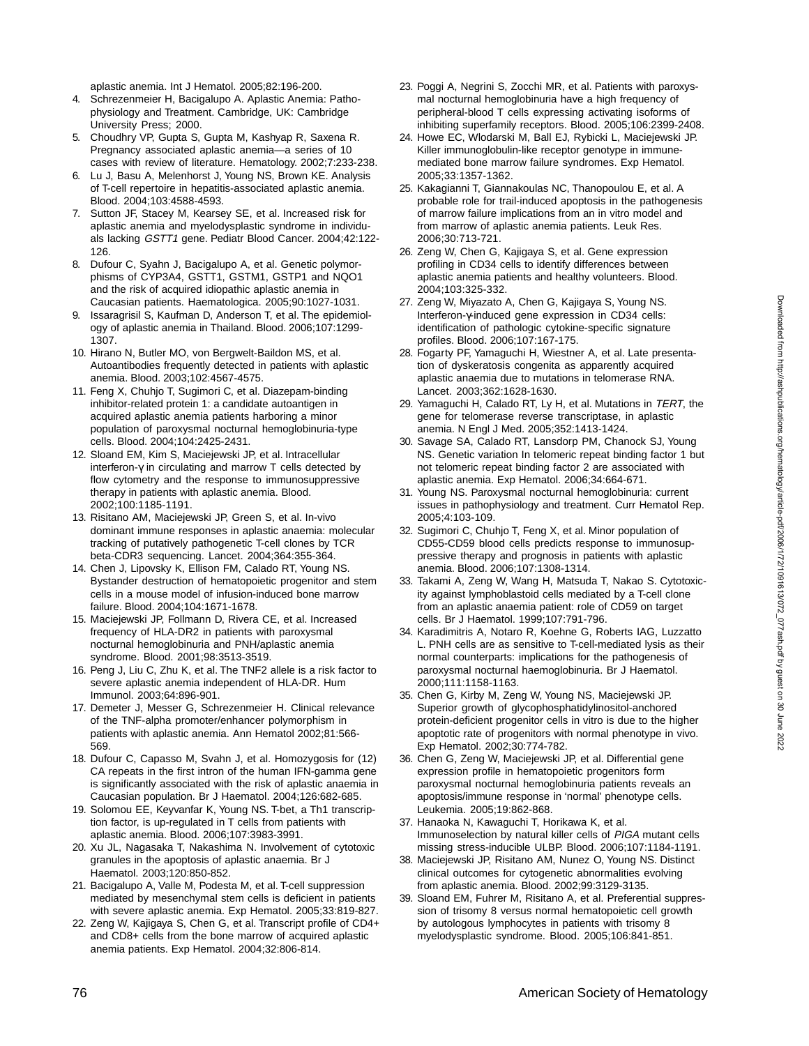aplastic anemia. Int J Hematol. 2005;82:196-200.

4. Schrezenmeier H, Bacigalupo A. Aplastic Anemia: Pathophysiology and Treatment. Cambridge, UK: Cambridge University Press; 2000.
5. Choudhry VP, Gupta S, Gupta M, Kashyap R, Saxena R. Pregnancy associated aplastic anemia—a series of 10 cases with review of literature. Hematology. 2002;7:233-238.
6. Lu J, Basu A, Melenhorst J, Young NS, Brown KE. Analysis of T-cell repertoire in hepatitis-associated aplastic anemia. Blood. 2004;103:4588-4593.
7. Sutton JF, Stacey M, Kearsey SE, et al. Increased risk for aplastic anemia and myelodysplastic syndrome in individuals lacking *GSTT1* gene. Pediatr Blood Cancer. 2004;42:122-126.
8. Dufour C, Syahn J, Bacigalupo A, et al. Genetic polymorphisms of CYP3A4, GSTT1, GSTM1, GSTP1 and NQO1 and the risk of acquired idiopathic aplastic anemia in Caucasian patients. Haematologica. 2005;90:1027-1031.
9. Issaragrisil S, Kaufman D, Anderson T, et al. The epidemiology of aplastic anemia in Thailand. Blood. 2006;107:1299-1307.
10. Hirano N, Butler MO, von Bergwelt-Baildon MS, et al. Autoantibodies frequently detected in patients with aplastic anemia. Blood. 2003;102:4567-4575.
11. Feng X, Chuhjo T, Sugimori C, et al. Diazepam-binding inhibitor-related protein 1: a candidate autoantigen in acquired aplastic anemia patients harboring a minor population of paroxysmal nocturnal hemoglobinuria-type cells. Blood. 2004;104:2425-2431.
12. Sloand EM, Kim S, Maciejewski JP, et al. Intracellular interferon-γ in circulating and marrow T cells detected by flow cytometry and the response to immunosuppressive therapy in patients with aplastic anemia. Blood. 2002;100:1185-1191.
13. Risitano AM, Maciejewski JP, Green S, et al. In-vivo dominant immune responses in aplastic anaemia: molecular tracking of putatively pathogenetic T-cell clones by TCR beta-CDR3 sequencing. Lancet. 2004;364:355-364.
14. Chen J, Lipovsky K, Ellison FM, Calado RT, Young NS. Bystander destruction of hematopoietic progenitor and stem cells in a mouse model of infusion-induced bone marrow failure. Blood. 2004;104:1671-1678.
15. Maciejewski JP, Follmann D, Rivera CE, et al. Increased frequency of HLA-DR2 in patients with paroxysmal nocturnal hemoglobinuria and PNH/aplastic anemia syndrome. Blood. 2001;98:3513-3519.
16. Peng J, Liu C, Zhu K, et al. The TNF2 allele is a risk factor to severe aplastic anemia independent of HLA-DR. Hum Immunol. 2003;64:896-901.
17. Demeter J, Messer G, Schrezenmeier H. Clinical relevance of the TNF-alpha promoter/enhancer polymorphism in patients with aplastic anemia. Ann Hematol 2002;81:566-569.
18. Dufour C, Capasso M, Svahn J, et al. Homozygosis for (12) CA repeats in the first intron of the human IFN-gamma gene is significantly associated with the risk of aplastic anaemia in Caucasian population. Br J Haematol. 2004;126:682-685.
19. Solomou EE, Keyvanfar K, Young NS. T-bet, a Th1 transcription factor, is up-regulated in T cells from patients with aplastic anemia. Blood. 2006;107:3983-3991.
20. Xu JL, Nagasaka T, Nakashima N. Involvement of cytotoxic granules in the apoptosis of aplastic anaemia. Br J Haematol. 2003;120:850-852.
21. Bacigalupo A, Valle M, Podesta M, et al. T-cell suppression mediated by mesenchymal stem cells is deficient in patients with severe aplastic anemia. Exp Hematol. 2005;33:819-827.
22. Zeng W, Kajigaya S, Chen G, et al. Transcript profile of CD4+ and CD8+ cells from the bone marrow of acquired aplastic anemia patients. Exp Hematol. 2004;32:806-814.
23. Poggi A, Negrini S, Zocchi MR, et al. Patients with paroxysmal nocturnal hemoglobinuria have a high frequency of peripheral-blood T cells expressing activating isoforms of inhibiting superfamily receptors. Blood. 2005;106:2399-2408.
24. Howe EC, Wlodarski M, Ball EJ, Rybicki L, Maciejewski JP. Killer immunoglobulin-like receptor genotype in immune-mediated bone marrow failure syndromes. Exp Hematol. 2005;33:1357-1362.
25. Kakagianni T, Giannakoulas NC, Thanopoulou E, et al. A probable role for trail-induced apoptosis in the pathogenesis of marrow failure implications from an in vitro model and from marrow of aplastic anemia patients. Leuk Res. 2006;30:713-721.
26. Zeng W, Chen G, Kajigaya S, et al. Gene expression profiling in CD34 cells to identify differences between aplastic anemia patients and healthy volunteers. Blood. 2004;103:325-332.
27. Zeng W, Miyazato A, Chen G, Kajigaya S, Young NS. Interferon-γ-induced gene expression in CD34 cells: identification of pathologic cytokine-specific signature profiles. Blood. 2006;107:167-175.
28. Fogarty PF, Yamaguchi H, Wiestner A, et al. Late presentation of dyskeratosis congenita as apparently acquired aplastic anaemia due to mutations in telomerase RNA. Lancet. 2003;362:1628-1630.
29. Yamaguchi H, Calado RT, Ly H, et al. Mutations in *TERT*, the gene for telomerase reverse transcriptase, in aplastic anemia. N Engl J Med. 2005;352:1413-1424.
30. Savage SA, Calado RT, Lansdorp PM, Chanock SJ, Young NS. Genetic variation In telomeric repeat binding factor 1 but not telomeric repeat binding factor 2 are associated with aplastic anemia. Exp Hematol. 2006;34:664-671.
31. Young NS. Paroxysmal nocturnal hemoglobinuria: current issues in pathophysiology and treatment. Curr Hematol Rep. 2005;4:103-109.
32. Sugimori C, Chuhjo T, Feng X, et al. Minor population of CD55-CD59 blood cells predicts response to immunosuppressive therapy and prognosis in patients with aplastic anemia. Blood. 2006;107:1308-1314.
33. Takami A, Zeng W, Wang H, Matsuda T, Nakao S. Cytotoxicity against lymphoblastoid cells mediated by a T-cell clone from an aplastic anaemia patient: role of CD59 on target cells. Br J Haematol. 1999;107:791-796.
34. Karadimitris A, Notaro R, Koehne G, Roberts IAG, Luzzatto L. PNH cells are as sensitive to T-cell-mediated lysis as their normal counterparts: implications for the pathogenesis of paroxysmal nocturnal haemoglobinuria. Br J Haematol. 2000;111:1158-1163.
35. Chen G, Kirby M, Zeng W, Young NS, Maciejewski JP. Superior growth of glycophosphatidylinositol-anchored protein-deficient progenitor cells in vitro is due to the higher apoptotic rate of progenitors with normal phenotype in vivo. Exp Hematol. 2002;30:774-782.
36. Chen G, Zeng W, Maciejewski JP, et al. Differential gene expression profile in hematopoietic progenitors form paroxysmal nocturnal hemoglobinuria patients reveals an apoptosis/immune response in 'normal' phenotype cells. Leukemia. 2005;19:862-868.
37. Hanaoka N, Kawaguchi T, Horikawa K, et al. Immunoselection by natural killer cells of *PIGA* mutant cells missing stress-inducible ULBP. Blood. 2006;107:1184-1191.
38. Maciejewski JP, Risitano AM, Nunez O, Young NS. Distinct clinical outcomes for cytogenetic abnormalities evolving from aplastic anemia. Blood. 2002;99:3129-3135.
39. Sloand EM, Fuhrer M, Risitano A, et al. Preferential suppression of trisomy 8 versus normal hematopoietic cell growth by autologous lymphocytes in patients with trisomy 8 myelodysplastic syndrome. Blood. 2005;106:841-851.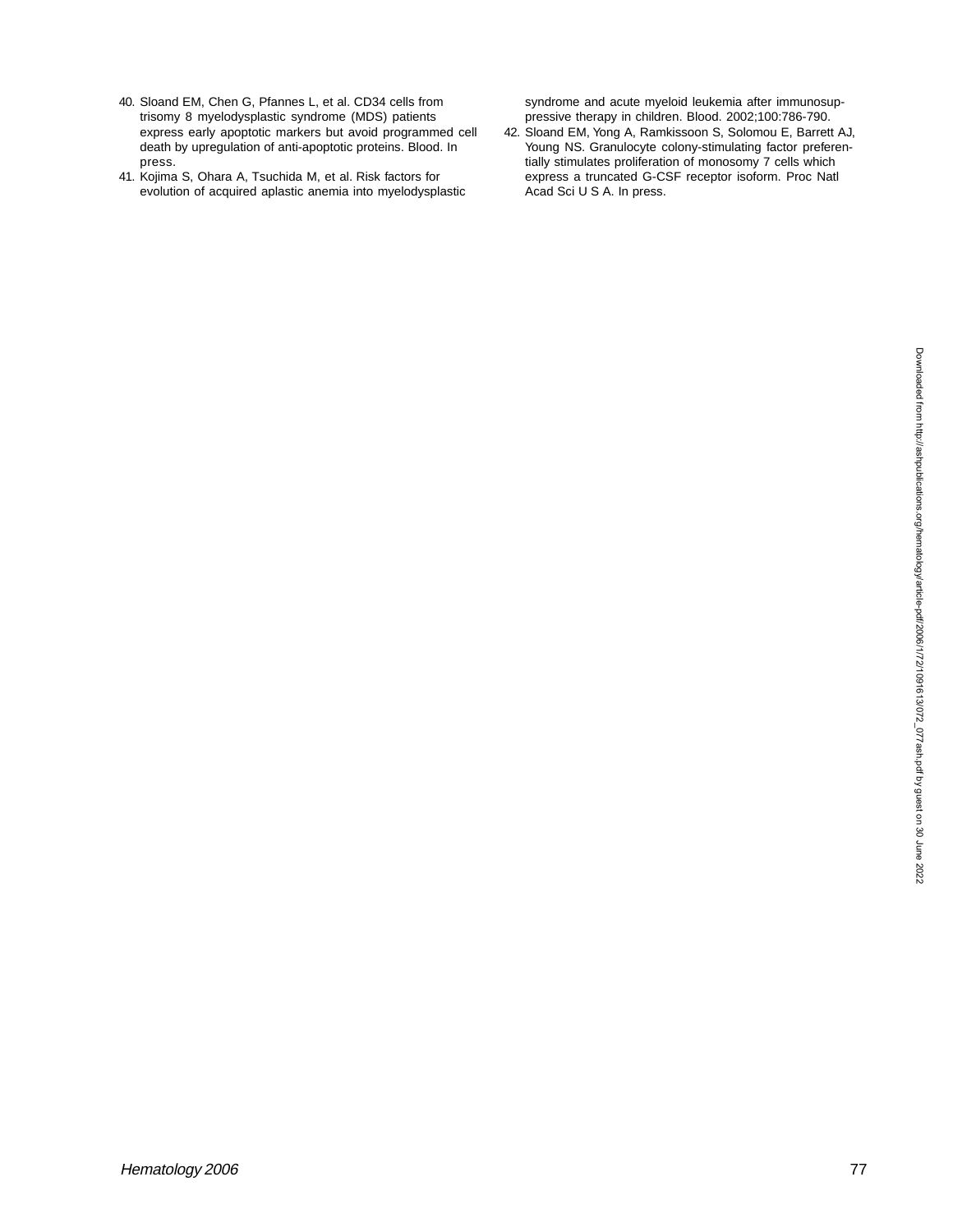40. Sloand EM, Chen G, Pfannes L, et al. CD34 cells from trisomy 8 myelodysplastic syndrome (MDS) patients express early apoptotic markers but avoid programmed cell death by upregulation of anti-apoptotic proteins. Blood. In press.
41. Kojima S, Ohara A, Tsuchida M, et al. Risk factors for evolution of acquired aplastic anemia into myelodysplastic syndrome and acute myeloid leukemia after immunosuppressive therapy in children. Blood. 2002;100:786-790.
42. Sloand EM, Yong A, Ramkissoon S, Solomou E, Barrett AJ, Young NS. Granulocyte colony-stimulating factor preferentially stimulates proliferation of monosomy 7 cells which express a truncated G-CSF receptor isoform. Proc Natl Acad Sci U S A. In press.